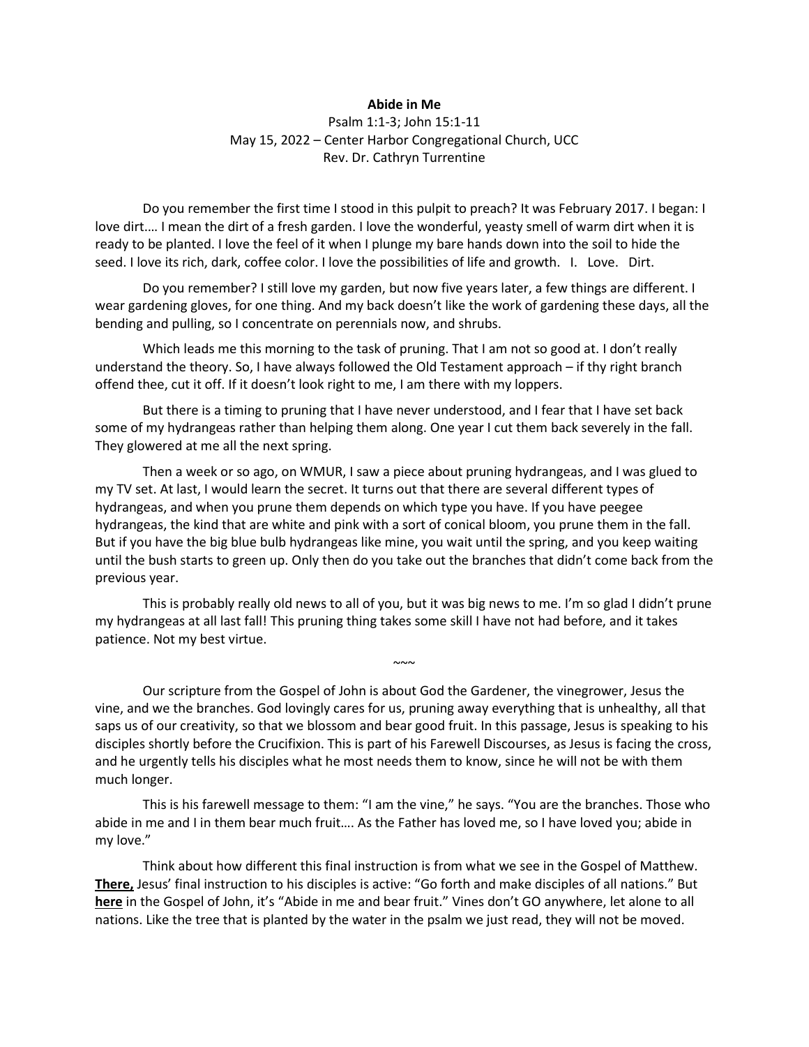**Abide in Me**

Psalm 1:1-3; John 15:1-11
May 15, 2022 – Center Harbor Congregational Church, UCC
Rev. Dr. Cathryn Turrentine

Do you remember the first time I stood in this pulpit to preach? It was February 2017. I began: I love dirt…. I mean the dirt of a fresh garden. I love the wonderful, yeasty smell of warm dirt when it is ready to be planted. I love the feel of it when I plunge my bare hands down into the soil to hide the seed. I love its rich, dark, coffee color. I love the possibilities of life and growth. I. Love. Dirt.

Do you remember? I still love my garden, but now five years later, a few things are different. I wear gardening gloves, for one thing. And my back doesn't like the work of gardening these days, all the bending and pulling, so I concentrate on perennials now, and shrubs.

Which leads me this morning to the task of pruning. That I am not so good at. I don't really understand the theory. So, I have always followed the Old Testament approach – if thy right branch offend thee, cut it off. If it doesn't look right to me, I am there with my loppers.

But there is a timing to pruning that I have never understood, and I fear that I have set back some of my hydrangeas rather than helping them along. One year I cut them back severely in the fall. They glowered at me all the next spring.

Then a week or so ago, on WMUR, I saw a piece about pruning hydrangeas, and I was glued to my TV set. At last, I would learn the secret. It turns out that there are several different types of hydrangeas, and when you prune them depends on which type you have. If you have peegee hydrangeas, the kind that are white and pink with a sort of conical bloom, you prune them in the fall. But if you have the big blue bulb hydrangeas like mine, you wait until the spring, and you keep waiting until the bush starts to green up. Only then do you take out the branches that didn't come back from the previous year.

This is probably really old news to all of you, but it was big news to me. I'm so glad I didn't prune my hydrangeas at all last fall! This pruning thing takes some skill I have not had before, and it takes patience. Not my best virtue.

~~~

Our scripture from the Gospel of John is about God the Gardener, the vinegrower, Jesus the vine, and we the branches. God lovingly cares for us, pruning away everything that is unhealthy, all that saps us of our creativity, so that we blossom and bear good fruit. In this passage, Jesus is speaking to his disciples shortly before the Crucifixion. This is part of his Farewell Discourses, as Jesus is facing the cross, and he urgently tells his disciples what he most needs them to know, since he will not be with them much longer.

This is his farewell message to them: "I am the vine," he says. "You are the branches. Those who abide in me and I in them bear much fruit…. As the Father has loved me, so I have loved you; abide in my love."

Think about how different this final instruction is from what we see in the Gospel of Matthew. **<u>There,</u>** Jesus' final instruction to his disciples is active: "Go forth and make disciples of all nations." But **<u>here</u>** in the Gospel of John, it's "Abide in me and bear fruit." Vines don't GO anywhere, let alone to all nations. Like the tree that is planted by the water in the psalm we just read, they will not be moved.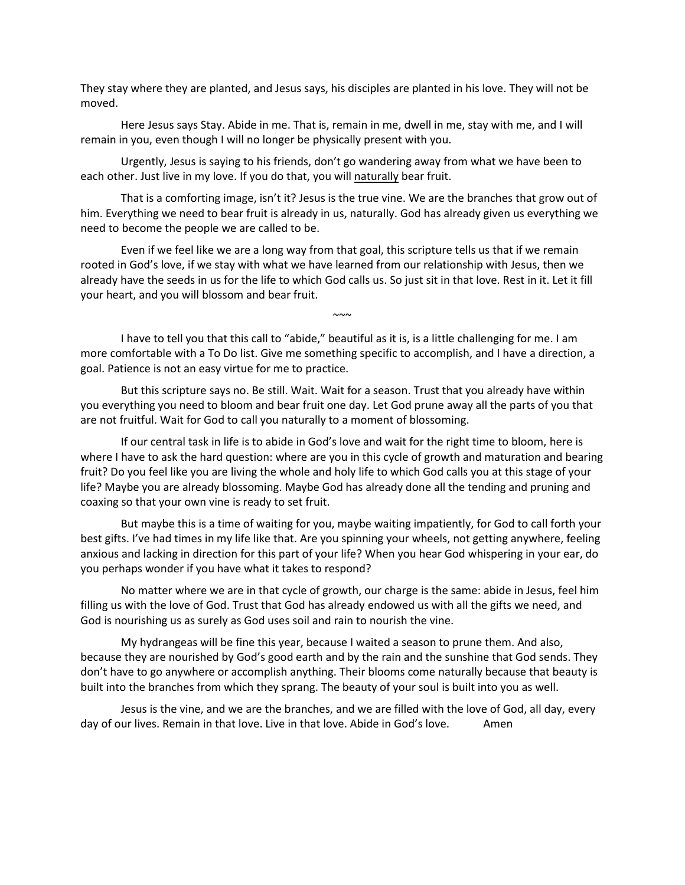They stay where they are planted, and Jesus says, his disciples are planted in his love. They will not be moved.

Here Jesus says Stay. Abide in me. That is, remain in me, dwell in me, stay with me, and I will remain in you, even though I will no longer be physically present with you.

Urgently, Jesus is saying to his friends, don't go wandering away from what we have been to each other. Just live in my love. If you do that, you will <u>naturally</u> bear fruit.

That is a comforting image, isn't it? Jesus is the true vine. We are the branches that grow out of him. Everything we need to bear fruit is already in us, naturally. God has already given us everything we need to become the people we are called to be.

Even if we feel like we are a long way from that goal, this scripture tells us that if we remain rooted in God's love, if we stay with what we have learned from our relationship with Jesus, then we already have the seeds in us for the life to which God calls us. So just sit in that love. Rest in it. Let it fill your heart, and you will blossom and bear fruit.

~~~

I have to tell you that this call to "abide," beautiful as it is, is a little challenging for me. I am more comfortable with a To Do list. Give me something specific to accomplish, and I have a direction, a goal. Patience is not an easy virtue for me to practice.

But this scripture says no. Be still. Wait. Wait for a season. Trust that you already have within you everything you need to bloom and bear fruit one day. Let God prune away all the parts of you that are not fruitful. Wait for God to call you naturally to a moment of blossoming.

If our central task in life is to abide in God's love and wait for the right time to bloom, here is where I have to ask the hard question: where are you in this cycle of growth and maturation and bearing fruit? Do you feel like you are living the whole and holy life to which God calls you at this stage of your life? Maybe you are already blossoming. Maybe God has already done all the tending and pruning and coaxing so that your own vine is ready to set fruit.

But maybe this is a time of waiting for you, maybe waiting impatiently, for God to call forth your best gifts. I've had times in my life like that. Are you spinning your wheels, not getting anywhere, feeling anxious and lacking in direction for this part of your life? When you hear God whispering in your ear, do you perhaps wonder if you have what it takes to respond?

No matter where we are in that cycle of growth, our charge is the same: abide in Jesus, feel him filling us with the love of God. Trust that God has already endowed us with all the gifts we need, and God is nourishing us as surely as God uses soil and rain to nourish the vine.

My hydrangeas will be fine this year, because I waited a season to prune them. And also, because they are nourished by God's good earth and by the rain and the sunshine that God sends. They don't have to go anywhere or accomplish anything. Their blooms come naturally because that beauty is built into the branches from which they sprang. The beauty of your soul is built into you as well.

Jesus is the vine, and we are the branches, and we are filled with the love of God, all day, every day of our lives. Remain in that love. Live in that love. Abide in God's love. Amen